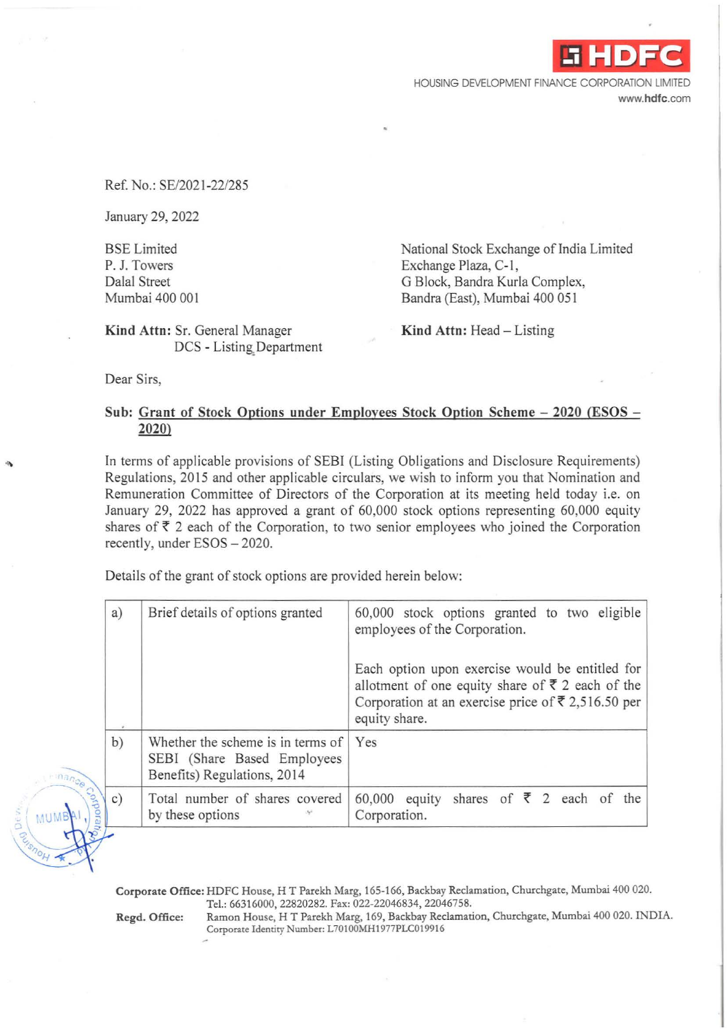HOUSING DEVELOPMENT FINANCE CORPORATION LIMITED
www.hdfc.com

Ref. No.: SE/2021-22/285

January 29, 2022

BSE Limited
P. J. Towers
Dalal Street
Mumbai 400 001

**Kind Attn:** Sr. General Manager
DCS - Listing Department

National Stock Exchange of India Limited
Exchange Plaza, C-1,
G Block, Bandra Kurla Complex,
Bandra (East), Mumbai 400 051

**Kind Attn:** Head – Listing

Dear Sirs,

**Sub: Grant of Stock Options under Employees Stock Option Scheme – 2020 (ESOS – 2020)**

In terms of applicable provisions of SEBI (Listing Obligations and Disclosure Requirements) Regulations, 2015 and other applicable circulars, we wish to inform you that Nomination and Remuneration Committee of Directors of the Corporation at its meeting held today i.e. on January 29, 2022 has approved a grant of 60,000 stock options representing 60,000 equity shares of ₹ 2 each of the Corporation, to two senior employees who joined the Corporation recently, under ESOS – 2020.

Details of the grant of stock options are provided herein below:

| | | |
|---|---|---|
| a) | Brief details of options granted | 60,000 stock options granted to two eligible employees of the Corporation.<br><br>Each option upon exercise would be entitled for allotment of one equity share of ₹ 2 each of the Corporation at an exercise price of ₹ 2,516.50 per equity share. |
| b) | Whether the scheme is in terms of SEBI (Share Based Employees Benefits) Regulations, 2014 | Yes |
| c) | Total number of shares covered by these options | 60,000 equity shares of ₹ 2 each of the Corporation. |

**Corporate Office:** HDFC House, H T Parekh Marg, 165-166, Backbay Reclamation, Churchgate, Mumbai 400 020. Tel.: 66316000, 22820282. Fax: 022-22046834, 22046758.
**Regd. Office:** Ramon House, H T Parekh Marg, 169, Backbay Reclamation, Churchgate, Mumbai 400 020. INDIA. Corporate Identity Number: L70100MH1977PLC019916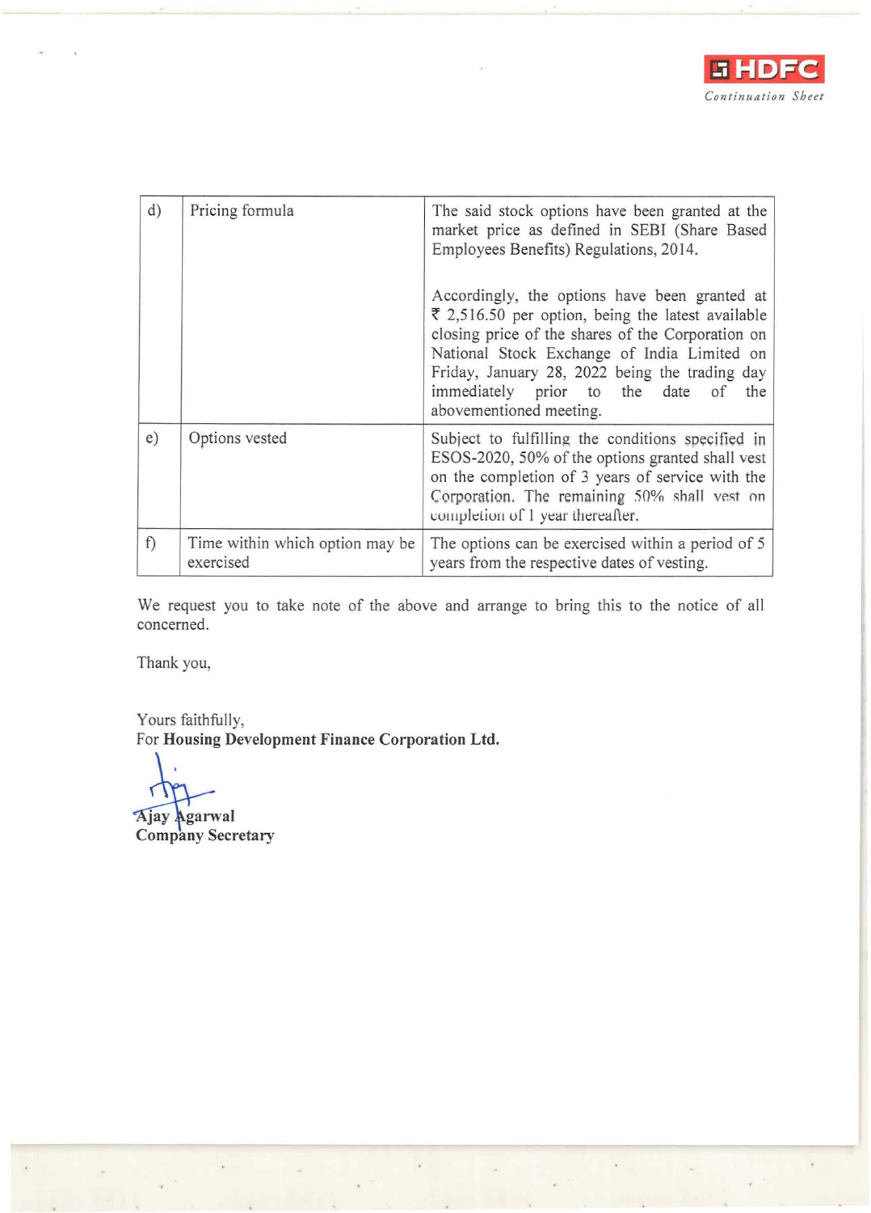| | | |
|---|---|---|
| d) | Pricing formula | The said stock options have been granted at the market price as defined in SEBI (Share Based Employees Benefits) Regulations, 2014.<br><br>Accordingly, the options have been granted at ₹ 2,516.50 per option, being the latest available closing price of the shares of the Corporation on National Stock Exchange of India Limited on Friday, January 28, 2022 being the trading day immediately prior to the date of the abovementioned meeting. |
| e) | Options vested | Subject to fulfilling the conditions specified in ESOS-2020, 50% of the options granted shall vest on the completion of 3 years of service with the Corporation. The remaining 50% shall vest on completion of 1 year thereafter. |
| f) | Time within which option may be exercised | The options can be exercised within a period of 5 years from the respective dates of vesting. |

We request you to take note of the above and arrange to bring this to the notice of all concerned.

Thank you,

Yours faithfully,
For **Housing Development Finance Corporation Ltd.**

**Ajay Agarwal**
**Company Secretary**